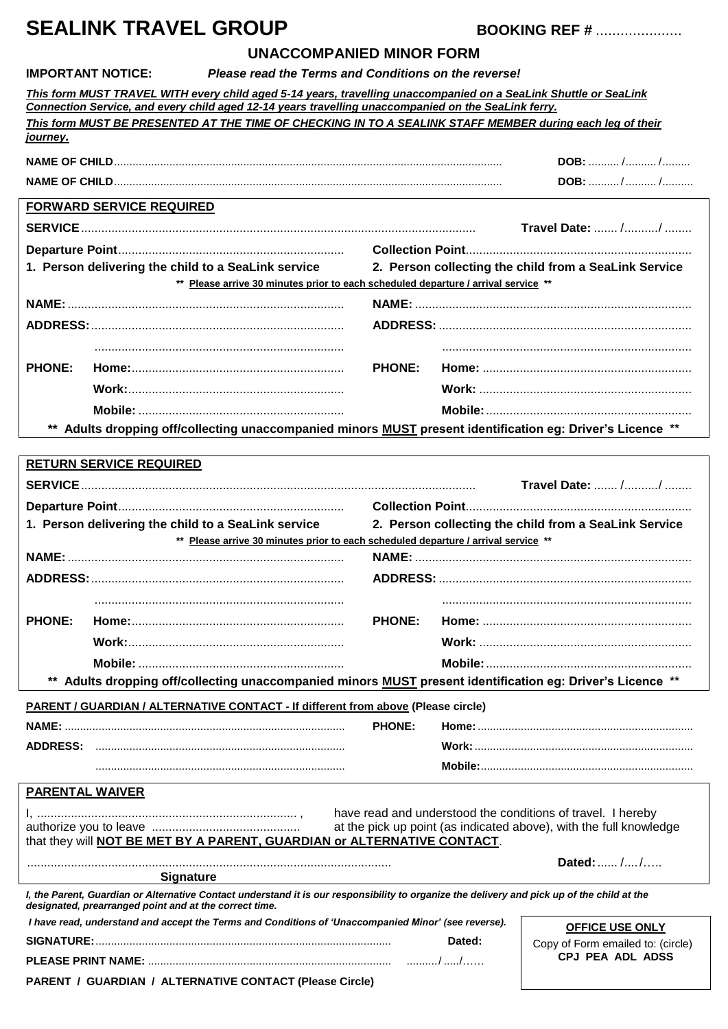# SEALINK TRAVEL GROUP

**BOOKING REF #** …………………

## UNACCOMPANIED MINOR FORM

**IMPORTANT NOTICE:** ***Please read the Terms and Conditions on the reverse!***

***This form MUST TRAVEL WITH every child aged 5-14 years, travelling unaccompanied on a SeaLink Shuttle or SeaLink Connection Service, and every child aged 12-14 years travelling unaccompanied on the SeaLink ferry.***

***This form MUST BE PRESENTED AT THE TIME OF CHECKING IN TO A SEALINK STAFF MEMBER during each leg of their journey.***

**NAME OF CHILD**………………………………………………………………………………………………… **DOB:** ………. /………. /………

**NAME OF CHILD**………………………………………………………………………………………………… **DOB:** ………. /………. /……….

### FORWARD SERVICE REQUIRED

**SERVICE**……………………………………………………………………………………………… **Travel Date:** ……. /………./ ……..

**Departure Point**………………………………………………………… **Collection Point**…………………………………………………………

| 1. Person delivering the child to a SeaLink service | 2. Person collecting the child from a SeaLink Service |
|---|---|
| **NAME:** ……………………………………………………… | **NAME:** ……………………………………………………… |
| **ADDRESS:** ……………………………………………………… | **ADDRESS:** ……………………………………………………… |
| ……………………………………………………… | ……………………………………………………… |
| **PHONE: Home:** ……………………………………………… | **PHONE: Home:** ……………………………………………… |
| **Work:** ……………………………………………… | **Work:** ……………………………………………… |
| **Mobile:** ……………………………………………… | **Mobile:** ……………………………………………… |

\*\* Please arrive 30 minutes prior to each scheduled departure / arrival service \*\*

**\*\* Adults dropping off/collecting unaccompanied minors MUST present identification eg: Driver's Licence \*\***

### RETURN SERVICE REQUIRED

**SERVICE**……………………………………………………………………………………………… **Travel Date:** ……. /………./ ……..

**Departure Point**………………………………………………………… **Collection Point**…………………………………………………………

| 1. Person delivering the child to a SeaLink service | 2. Person collecting the child from a SeaLink Service |
|---|---|
| **NAME:** ……………………………………………………… | **NAME:** ……………………………………………………… |
| **ADDRESS:** ……………………………………………………… | **ADDRESS:** ……………………………………………………… |
| ……………………………………………………… | ……………………………………………………… |
| **PHONE: Home:** ……………………………………………… | **PHONE: Home:** ……………………………………………… |
| **Work:** ……………………………………………… | **Work:** ……………………………………………… |
| **Mobile:** ……………………………………………… | **Mobile:** ……………………………………………… |

\*\* Please arrive 30 minutes prior to each scheduled departure / arrival service \*\*

**\*\* Adults dropping off/collecting unaccompanied minors MUST present identification eg: Driver's Licence \*\***

### PARENT / GUARDIAN / ALTERNATIVE CONTACT - If different from above (Please circle)

**NAME:** ……………………………………………………… **PHONE: Home:** ………………………………………………

**ADDRESS:** ……………………………………………………… **Work:** ………………………………………………

……………………………………………………… **Mobile:** ………………………………………………

### PARENTAL WAIVER

I, ………………………………………………………… , have read and understood the conditions of travel. I hereby authorize you to leave ……………………………… at the pick up point (as indicated above), with the full knowledge that they will **NOT BE MET BY A PARENT, GUARDIAN or ALTERNATIVE CONTACT**.

……………………………………………………………………………… **Dated:** …… /…. /…..

**Signature**

***I, the Parent, Guardian or Alternative Contact understand it is our responsibility to organize the delivery and pick up of the child at the designated, prearranged point and at the correct time.***

***I have read, understand and accept the Terms and Conditions of 'Unaccompanied Minor' (see reverse).***

**SIGNATURE:**……………………………………………………………… **Dated:**

**PLEASE PRINT NAME:** ……………………………………………………… ………/ …../……

**PARENT / GUARDIAN / ALTERNATIVE CONTACT (Please Circle)**

**OFFICE USE ONLY**

Copy of Form emailed to: (circle)

**CPJ PEA ADL ADSS**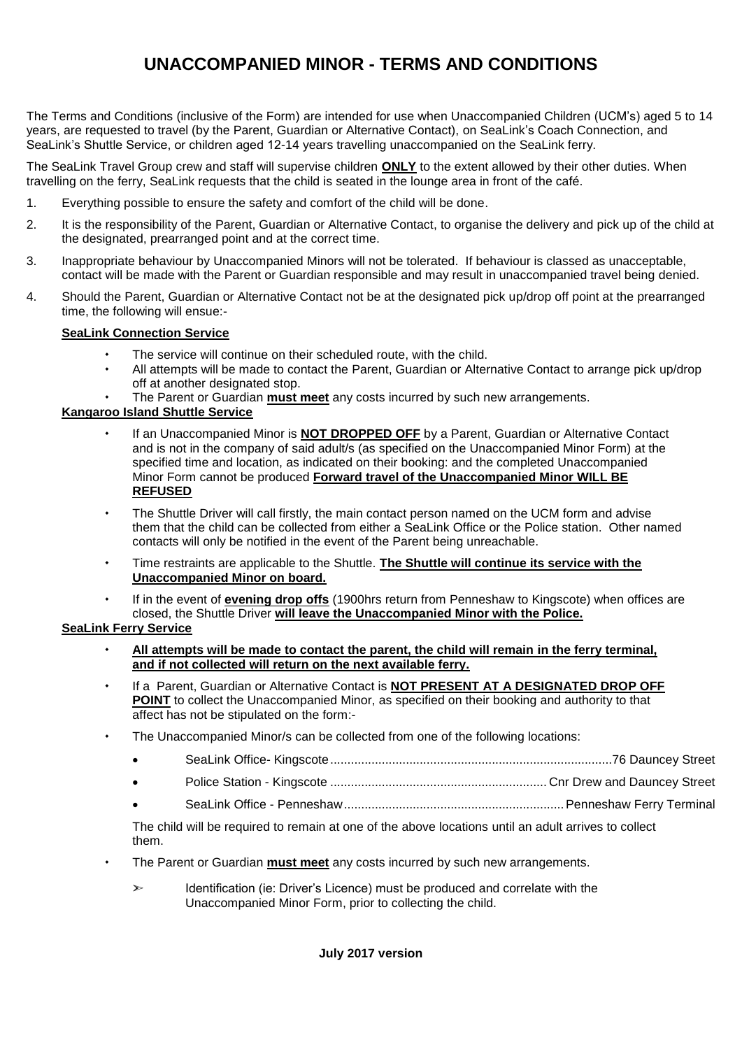# UNACCOMPANIED MINOR - TERMS AND CONDITIONS

The Terms and Conditions (inclusive of the Form) are intended for use when Unaccompanied Children (UCM's) aged 5 to 14 years, are requested to travel (by the Parent, Guardian or Alternative Contact), on SeaLink's Coach Connection, and SeaLink's Shuttle Service, or children aged 12-14 years travelling unaccompanied on the SeaLink ferry.

The SeaLink Travel Group crew and staff will supervise children **ONLY** to the extent allowed by their other duties. When travelling on the ferry, SeaLink requests that the child is seated in the lounge area in front of the café.

1. Everything possible to ensure the safety and comfort of the child will be done.
2. It is the responsibility of the Parent, Guardian or Alternative Contact, to organise the delivery and pick up of the child at the designated, prearranged point and at the correct time.
3. Inappropriate behaviour by Unaccompanied Minors will not be tolerated. If behaviour is classed as unacceptable, contact will be made with the Parent or Guardian responsible and may result in unaccompanied travel being denied.
4. Should the Parent, Guardian or Alternative Contact not be at the designated pick up/drop off point at the prearranged time, the following will ensue:-

**SeaLink Connection Service**

- The service will continue on their scheduled route, with the child.
- All attempts will be made to contact the Parent, Guardian or Alternative Contact to arrange pick up/drop off at another designated stop.
- The Parent or Guardian **must meet** any costs incurred by such new arrangements.

**Kangaroo Island Shuttle Service**

- If an Unaccompanied Minor is **NOT DROPPED OFF** by a Parent, Guardian or Alternative Contact and is not in the company of said adult/s (as specified on the Unaccompanied Minor Form) at the specified time and location, as indicated on their booking: and the completed Unaccompanied Minor Form cannot be produced **Forward travel of the Unaccompanied Minor WILL BE REFUSED**
- The Shuttle Driver will call firstly, the main contact person named on the UCM form and advise them that the child can be collected from either a SeaLink Office or the Police station. Other named contacts will only be notified in the event of the Parent being unreachable.
- Time restraints are applicable to the Shuttle. **The Shuttle will continue its service with the Unaccompanied Minor on board.**
- If in the event of **evening drop offs** (1900hrs return from Penneshaw to Kingscote) when offices are closed, the Shuttle Driver **will leave the Unaccompanied Minor with the Police.**

**SeaLink Ferry Service**

- **All attempts will be made to contact the parent, the child will remain in the ferry terminal, and if not collected will return on the next available ferry.**
- If a Parent, Guardian or Alternative Contact is **NOT PRESENT AT A DESIGNATED DROP OFF POINT** to collect the Unaccompanied Minor, as specified on their booking and authority to that affect has not be stipulated on the form:-
- The Unaccompanied Minor/s can be collected from one of the following locations:
  - SeaLink Office- Kingscote ........ 76 Dauncey Street
  - Police Station - Kingscote ........ Cnr Drew and Dauncey Street
  - SeaLink Office - Penneshaw ........ Penneshaw Ferry Terminal

  The child will be required to remain at one of the above locations until an adult arrives to collect them.
- The Parent or Guardian **must meet** any costs incurred by such new arrangements.
  - ➢ Identification (ie: Driver's Licence) must be produced and correlate with the Unaccompanied Minor Form, prior to collecting the child.

**July 2017 version**